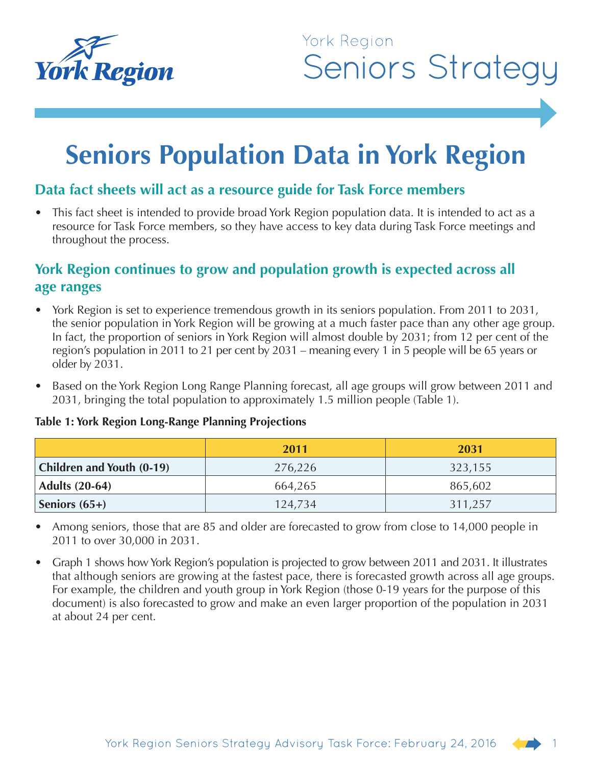York Region

# Seniors Strategy

# Seniors Population Data in York Region

## Data fact sheets will act as a resource guide for Task Force members

- This fact sheet is intended to provide broad York Region population data. It is intended to act as a resource for Task Force members, so they have access to key data during Task Force meetings and throughout the process.

## York Region continues to grow and population growth is expected across all age ranges

- York Region is set to experience tremendous growth in its seniors population. From 2011 to 2031, the senior population in York Region will be growing at a much faster pace than any other age group. In fact, the proportion of seniors in York Region will almost double by 2031; from 12 per cent of the region's population in 2011 to 21 per cent by 2031 – meaning every 1 in 5 people will be 65 years or older by 2031.
- Based on the York Region Long Range Planning forecast, all age groups will grow between 2011 and 2031, bringing the total population to approximately 1.5 million people (Table 1).

**Table 1: York Region Long-Range Planning Projections**

| | 2011 | 2031 |
|---|---|---|
| **Children and Youth (0-19)** | 276,226 | 323,155 |
| **Adults (20-64)** | 664,265 | 865,602 |
| **Seniors (65+)** | 124,734 | 311,257 |

- Among seniors, those that are 85 and older are forecasted to grow from close to 14,000 people in 2011 to over 30,000 in 2031.
- Graph 1 shows how York Region's population is projected to grow between 2011 and 2031. It illustrates that although seniors are growing at the fastest pace, there is forecasted growth across all age groups. For example, the children and youth group in York Region (those 0-19 years for the purpose of this document) is also forecasted to grow and make an even larger proportion of the population in 2031 at about 24 per cent.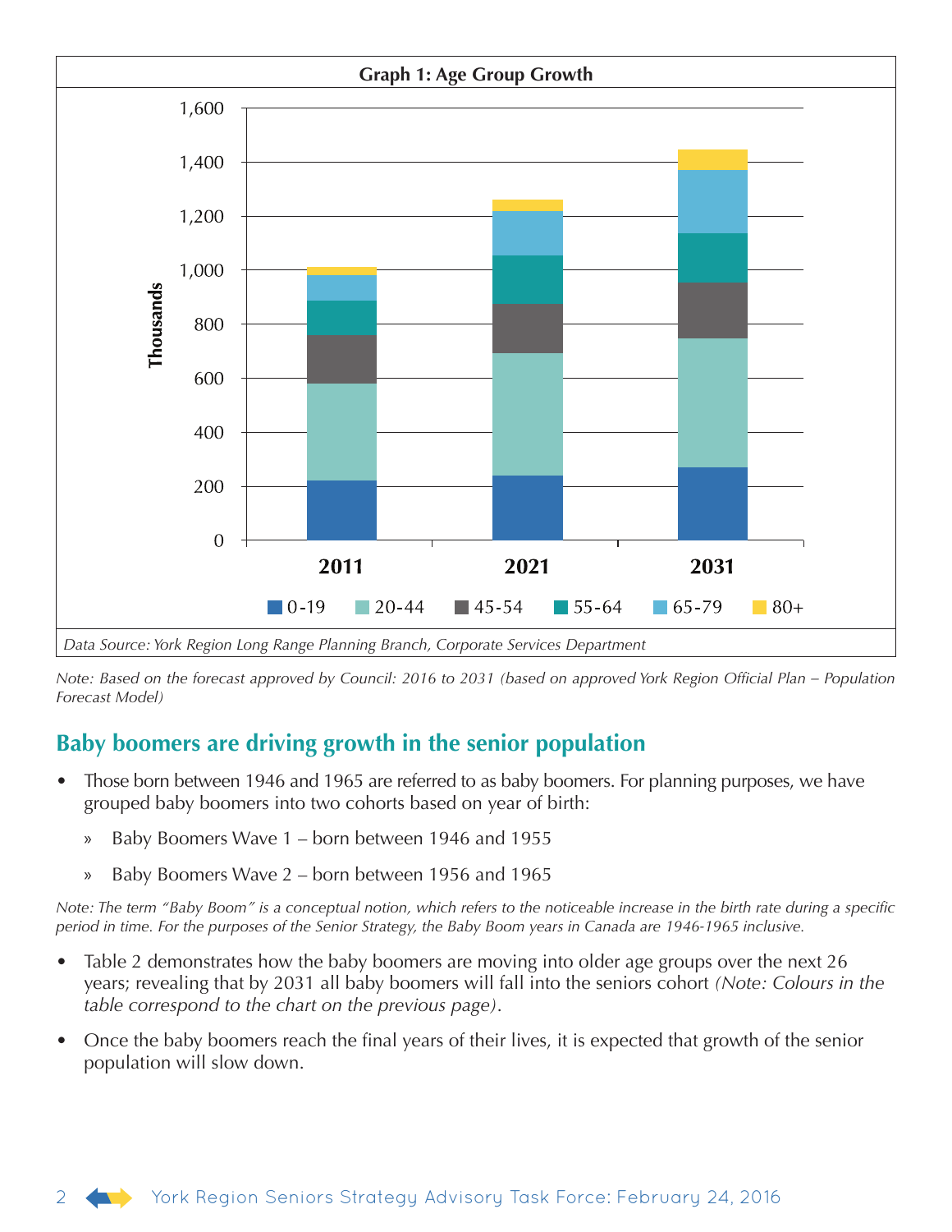**Graph 1: Age Group Growth**

*Data Source: York Region Long Range Planning Branch, Corporate Services Department*

*Note: Based on the forecast approved by Council: 2016 to 2031 (based on approved York Region Official Plan – Population Forecast Model)*

## Baby boomers are driving growth in the senior population

- Those born between 1946 and 1965 are referred to as baby boomers. For planning purposes, we have grouped baby boomers into two cohorts based on year of birth:
  - » Baby Boomers Wave 1 – born between 1946 and 1955
  - » Baby Boomers Wave 2 – born between 1956 and 1965

*Note: The term "Baby Boom" is a conceptual notion, which refers to the noticeable increase in the birth rate during a specific period in time. For the purposes of the Senior Strategy, the Baby Boom years in Canada are 1946-1965 inclusive.*

- Table 2 demonstrates how the baby boomers are moving into older age groups over the next 26 years; revealing that by 2031 all baby boomers will fall into the seniors cohort *(Note: Colours in the table correspond to the chart on the previous page)*.
- Once the baby boomers reach the final years of their lives, it is expected that growth of the senior population will slow down.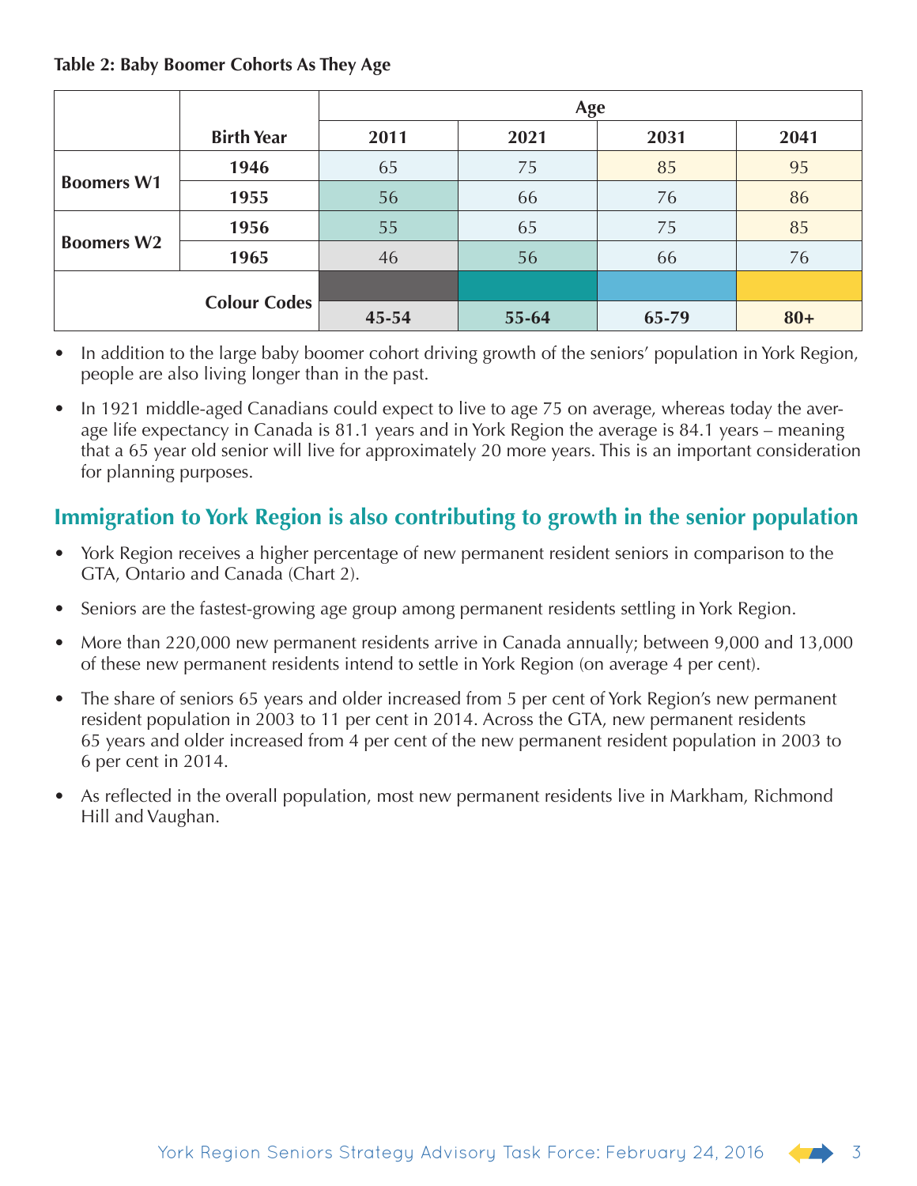**Table 2: Baby Boomer Cohorts As They Age**

| | Birth Year | Age | | | |
|---|---|---|---|---|---|
| | | 2011 | 2021 | 2031 | 2041 |
| Boomers W1 | 1946 | 65 | 75 | 85 | 95 |
| | 1955 | 56 | 66 | 76 | 86 |
| Boomers W2 | 1956 | 55 | 65 | 75 | 85 |
| | 1965 | 46 | 56 | 66 | 76 |
| Colour Codes | | 45-54 | 55-64 | 65-79 | 80+ |

- In addition to the large baby boomer cohort driving growth of the seniors' population in York Region, people are also living longer than in the past.
- In 1921 middle-aged Canadians could expect to live to age 75 on average, whereas today the average life expectancy in Canada is 81.1 years and in York Region the average is 84.1 years – meaning that a 65 year old senior will live for approximately 20 more years. This is an important consideration for planning purposes.

## Immigration to York Region is also contributing to growth in the senior population

- York Region receives a higher percentage of new permanent resident seniors in comparison to the GTA, Ontario and Canada (Chart 2).
- Seniors are the fastest-growing age group among permanent residents settling in York Region.
- More than 220,000 new permanent residents arrive in Canada annually; between 9,000 and 13,000 of these new permanent residents intend to settle in York Region (on average 4 per cent).
- The share of seniors 65 years and older increased from 5 per cent of York Region's new permanent resident population in 2003 to 11 per cent in 2014. Across the GTA, new permanent residents 65 years and older increased from 4 per cent of the new permanent resident population in 2003 to 6 per cent in 2014.
- As reflected in the overall population, most new permanent residents live in Markham, Richmond Hill and Vaughan.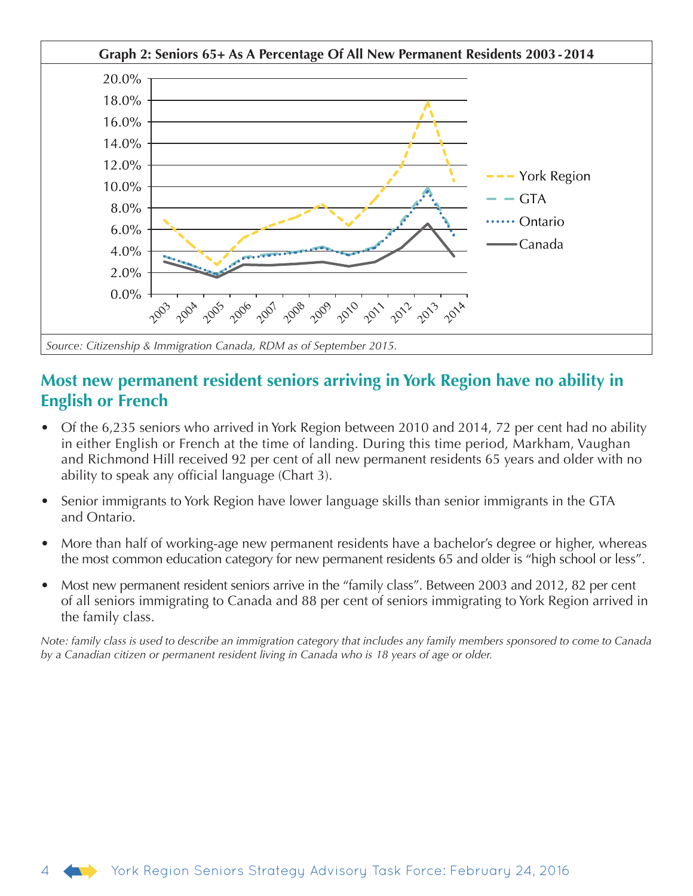**Graph 2: Seniors 65+ As A Percentage Of All New Permanent Residents 2003 - 2014**

*Source: Citizenship & Immigration Canada, RDM as of September 2015.*

## Most new permanent resident seniors arriving in York Region have no ability in English or French

- Of the 6,235 seniors who arrived in York Region between 2010 and 2014, 72 per cent had no ability in either English or French at the time of landing. During this time period, Markham, Vaughan and Richmond Hill received 92 per cent of all new permanent residents 65 years and older with no ability to speak any official language (Chart 3).
- Senior immigrants to York Region have lower language skills than senior immigrants in the GTA and Ontario.
- More than half of working-age new permanent residents have a bachelor's degree or higher, whereas the most common education category for new permanent residents 65 and older is "high school or less".
- Most new permanent resident seniors arrive in the "family class". Between 2003 and 2012, 82 per cent of all seniors immigrating to Canada and 88 per cent of seniors immigrating to York Region arrived in the family class.

*Note: family class is used to describe an immigration category that includes any family members sponsored to come to Canada by a Canadian citizen or permanent resident living in Canada who is 18 years of age or older.*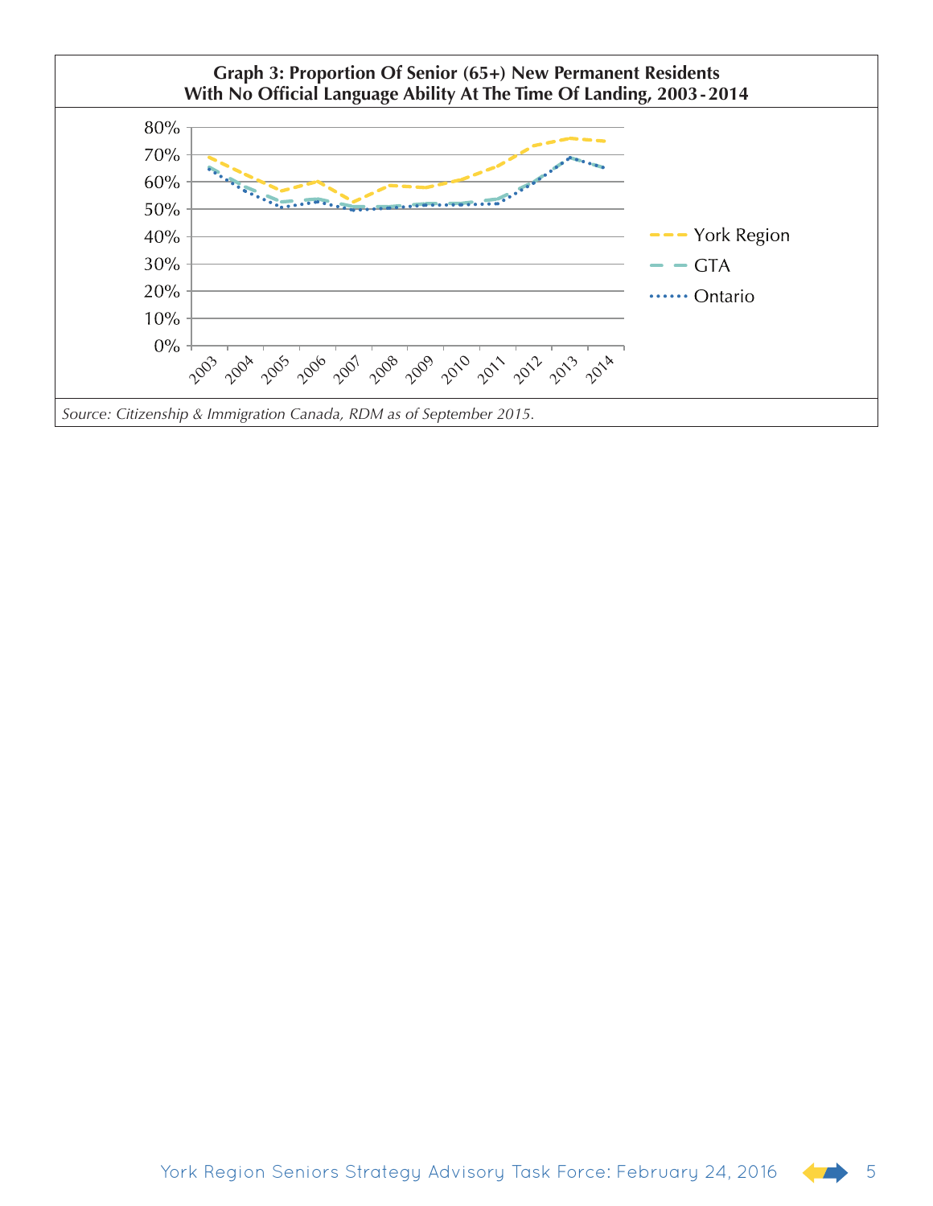**Graph 3: Proportion Of Senior (65+) New Permanent Residents With No Official Language Ability At The Time Of Landing, 2003 - 2014**

80%
70%
60%
50%
40%
30%
20%
10%
0%

2003 2004 2005 2006 2007 2008 2009 2010 2011 2012 2013 2014

York Region
GTA
Ontario

*Source: Citizenship & Immigration Canada, RDM as of September 2015.*